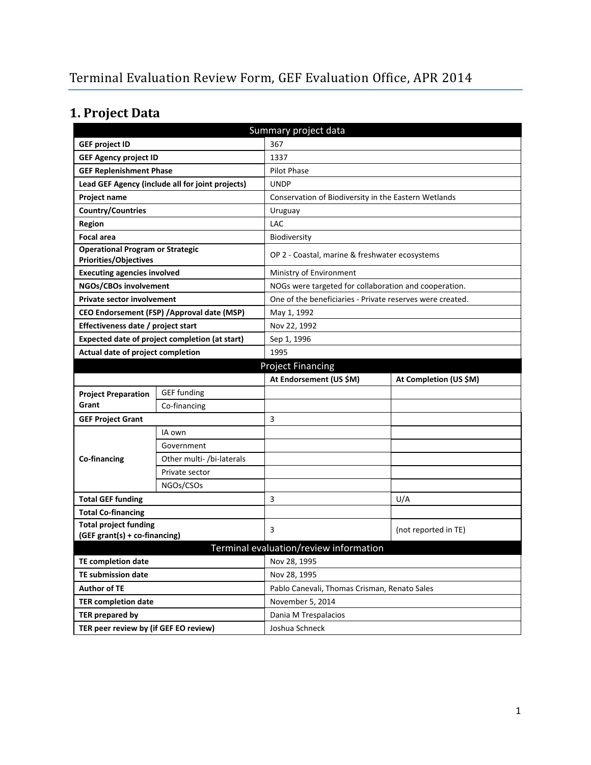# Terminal Evaluation Review Form, GEF Evaluation Office, APR 2014

## 1. Project Data

| Summary project data | | | |
|---|---|---|---|
| **GEF project ID** | | 367 | |
| **GEF Agency project ID** | | 1337 | |
| **GEF Replenishment Phase** | | Pilot Phase | |
| **Lead GEF Agency (include all for joint projects)** | | UNDP | |
| **Project name** | | Conservation of Biodiversity in the Eastern Wetlands | |
| **Country/Countries** | | Uruguay | |
| **Region** | | LAC | |
| **Focal area** | | Biodiversity | |
| **Operational Program or Strategic Priorities/Objectives** | | OP 2 - Coastal, marine & freshwater ecosystems | |
| **Executing agencies involved** | | Ministry of Environment | |
| **NGOs/CBOs involvement** | | NOGs were targeted for collaboration and cooperation. | |
| **Private sector involvement** | | One of the beneficiaries - Private reserves were created. | |
| **CEO Endorsement (FSP) /Approval date (MSP)** | | May 1, 1992 | |
| **Effectiveness date / project start** | | Nov 22, 1992 | |
| **Expected date of project completion (at start)** | | Sep 1, 1996 | |
| **Actual date of project completion** | | 1995 | |
| **Project Financing** | | | |
| | | **At Endorsement (US $M)** | **At Completion (US $M)** |
| **Project Preparation Grant** | GEF funding | | |
| | Co-financing | | |
| **GEF Project Grant** | | 3 | |
| **Co-financing** | IA own | | |
| | Government | | |
| | Other multi- /bi-laterals | | |
| | Private sector | | |
| | NGOs/CSOs | | |
| **Total GEF funding** | | 3 | U/A |
| **Total Co-financing** | | | |
| **Total project funding (GEF grant(s) + co-financing)** | | 3 | (not reported in TE) |
| **Terminal evaluation/review information** | | | |
| **TE completion date** | | Nov 28, 1995 | |
| **TE submission date** | | Nov 28, 1995 | |
| **Author of TE** | | Pablo Canevali, Thomas Crisman, Renato Sales | |
| **TER completion date** | | November 5, 2014 | |
| **TER prepared by** | | Dania M Trespalacios | |
| **TER peer review by (if GEF EO review)** | | Joshua Schneck | |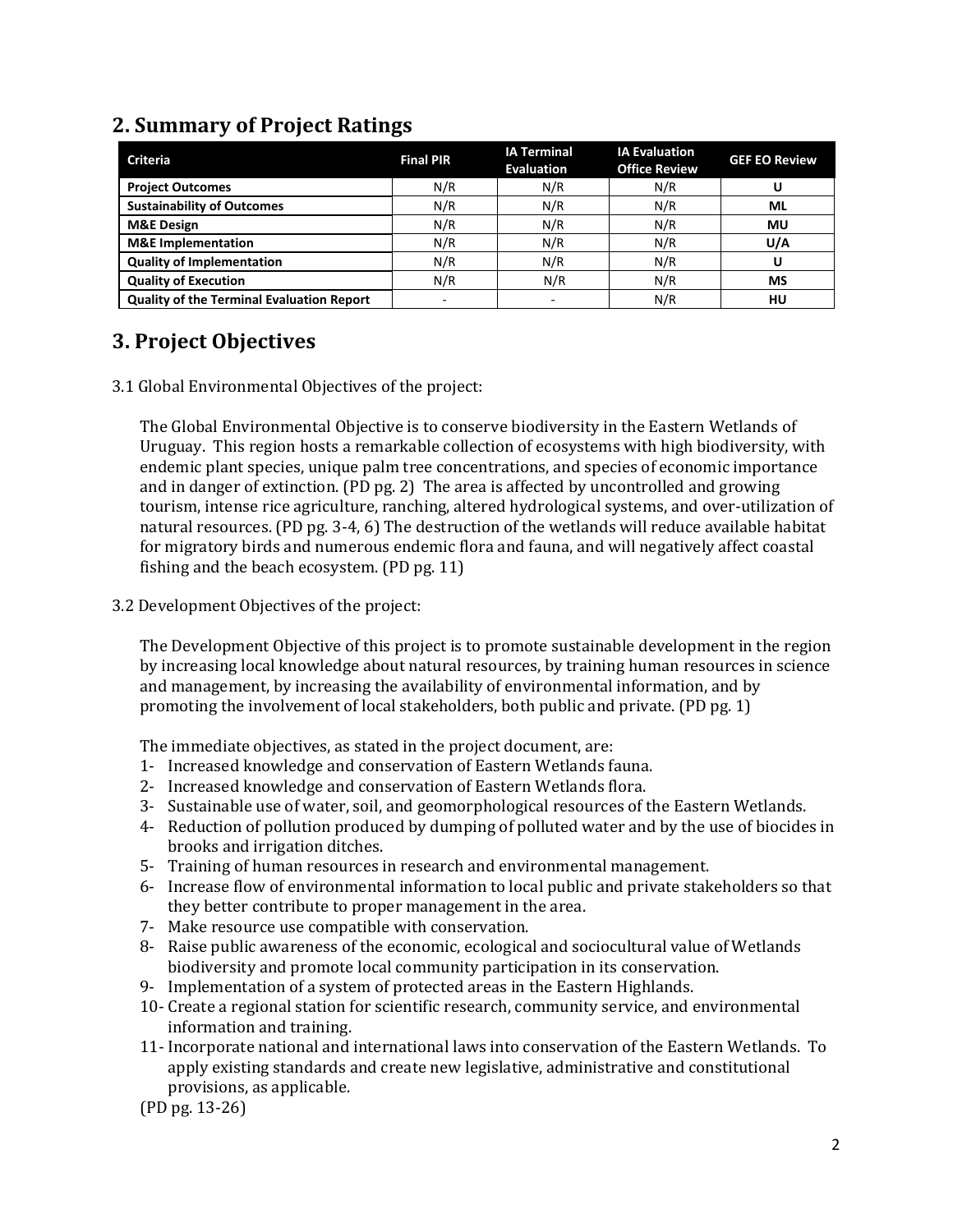## 2. Summary of Project Ratings

| Criteria | Final PIR | IA Terminal Evaluation | IA Evaluation Office Review | GEF EO Review |
|---|---|---|---|---|
| **Project Outcomes** | N/R | N/R | N/R | **U** |
| **Sustainability of Outcomes** | N/R | N/R | N/R | **ML** |
| **M&E Design** | N/R | N/R | N/R | **MU** |
| **M&E Implementation** | N/R | N/R | N/R | **U/A** |
| **Quality of Implementation** | N/R | N/R | N/R | **U** |
| **Quality of Execution** | N/R | N/R | N/R | **MS** |
| **Quality of the Terminal Evaluation Report** | - | - | N/R | **HU** |

## 3. Project Objectives

3.1 Global Environmental Objectives of the project:

The Global Environmental Objective is to conserve biodiversity in the Eastern Wetlands of Uruguay. This region hosts a remarkable collection of ecosystems with high biodiversity, with endemic plant species, unique palm tree concentrations, and species of economic importance and in danger of extinction. (PD pg. 2) The area is affected by uncontrolled and growing tourism, intense rice agriculture, ranching, altered hydrological systems, and over-utilization of natural resources. (PD pg. 3-4, 6) The destruction of the wetlands will reduce available habitat for migratory birds and numerous endemic flora and fauna, and will negatively affect coastal fishing and the beach ecosystem. (PD pg. 11)

3.2 Development Objectives of the project:

The Development Objective of this project is to promote sustainable development in the region by increasing local knowledge about natural resources, by training human resources in science and management, by increasing the availability of environmental information, and by promoting the involvement of local stakeholders, both public and private. (PD pg. 1)

The immediate objectives, as stated in the project document, are:

1- Increased knowledge and conservation of Eastern Wetlands fauna.
2- Increased knowledge and conservation of Eastern Wetlands flora.
3- Sustainable use of water, soil, and geomorphological resources of the Eastern Wetlands.
4- Reduction of pollution produced by dumping of polluted water and by the use of biocides in brooks and irrigation ditches.
5- Training of human resources in research and environmental management.
6- Increase flow of environmental information to local public and private stakeholders so that they better contribute to proper management in the area.
7- Make resource use compatible with conservation.
8- Raise public awareness of the economic, ecological and sociocultural value of Wetlands biodiversity and promote local community participation in its conservation.
9- Implementation of a system of protected areas in the Eastern Highlands.
10- Create a regional station for scientific research, community service, and environmental information and training.
11- Incorporate national and international laws into conservation of the Eastern Wetlands. To apply existing standards and create new legislative, administrative and constitutional provisions, as applicable.

(PD pg. 13-26)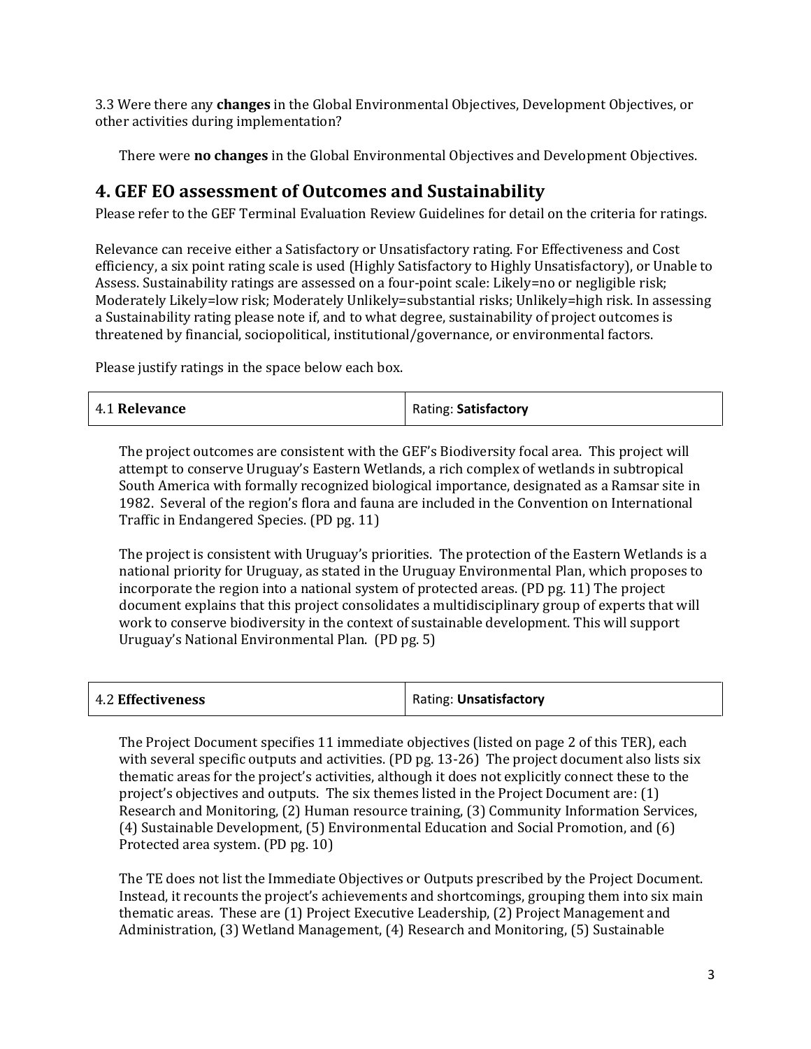3.3 Were there any **changes** in the Global Environmental Objectives, Development Objectives, or other activities during implementation?

There were **no changes** in the Global Environmental Objectives and Development Objectives.

## 4. GEF EO assessment of Outcomes and Sustainability

Please refer to the GEF Terminal Evaluation Review Guidelines for detail on the criteria for ratings.

Relevance can receive either a Satisfactory or Unsatisfactory rating. For Effectiveness and Cost efficiency, a six point rating scale is used (Highly Satisfactory to Highly Unsatisfactory), or Unable to Assess. Sustainability ratings are assessed on a four-point scale: Likely=no or negligible risk; Moderately Likely=low risk; Moderately Unlikely=substantial risks; Unlikely=high risk. In assessing a Sustainability rating please note if, and to what degree, sustainability of project outcomes is threatened by financial, sociopolitical, institutional/governance, or environmental factors.

Please justify ratings in the space below each box.

| 4.1 **Relevance** | Rating: **Satisfactory** |
|---|---|

The project outcomes are consistent with the GEF's Biodiversity focal area. This project will attempt to conserve Uruguay's Eastern Wetlands, a rich complex of wetlands in subtropical South America with formally recognized biological importance, designated as a Ramsar site in 1982. Several of the region's flora and fauna are included in the Convention on International Traffic in Endangered Species. (PD pg. 11)

The project is consistent with Uruguay's priorities. The protection of the Eastern Wetlands is a national priority for Uruguay, as stated in the Uruguay Environmental Plan, which proposes to incorporate the region into a national system of protected areas. (PD pg. 11) The project document explains that this project consolidates a multidisciplinary group of experts that will work to conserve biodiversity in the context of sustainable development. This will support Uruguay's National Environmental Plan. (PD pg. 5)

| 4.2 **Effectiveness** | Rating: **Unsatisfactory** |
|---|---|

The Project Document specifies 11 immediate objectives (listed on page 2 of this TER), each with several specific outputs and activities. (PD pg. 13-26) The project document also lists six thematic areas for the project's activities, although it does not explicitly connect these to the project's objectives and outputs. The six themes listed in the Project Document are: (1) Research and Monitoring, (2) Human resource training, (3) Community Information Services, (4) Sustainable Development, (5) Environmental Education and Social Promotion, and (6) Protected area system. (PD pg. 10)

The TE does not list the Immediate Objectives or Outputs prescribed by the Project Document. Instead, it recounts the project's achievements and shortcomings, grouping them into six main thematic areas. These are (1) Project Executive Leadership, (2) Project Management and Administration, (3) Wetland Management, (4) Research and Monitoring, (5) Sustainable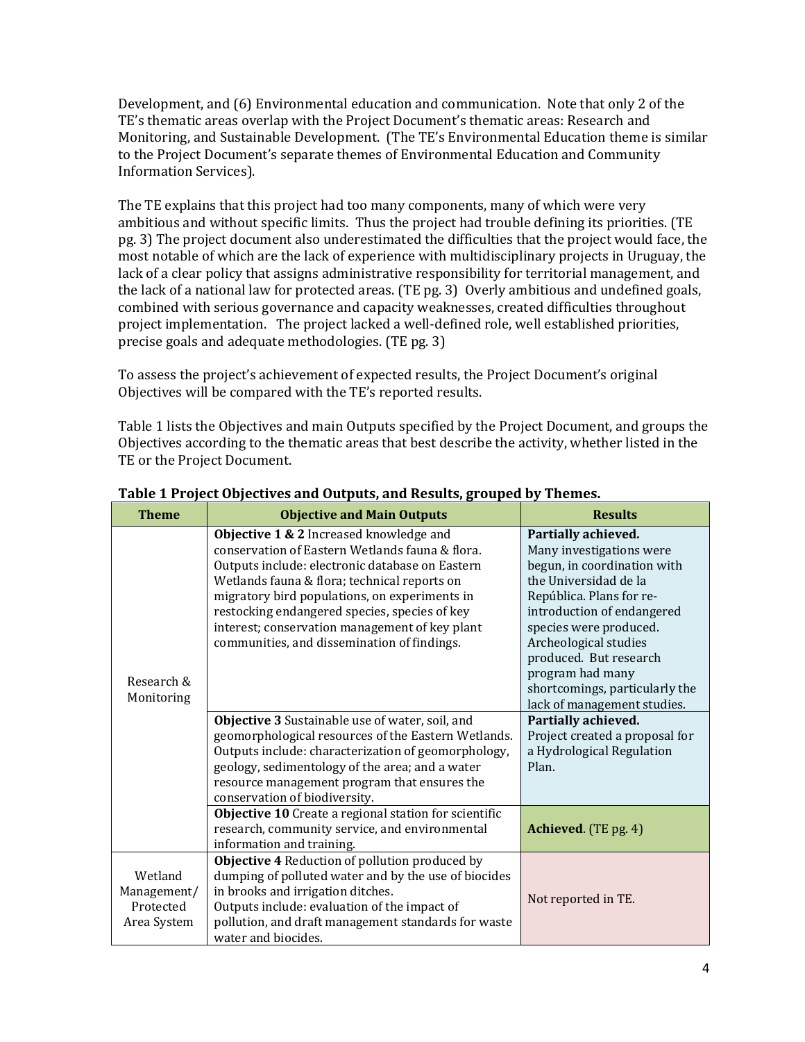Development, and (6) Environmental education and communication. Note that only 2 of the TE's thematic areas overlap with the Project Document's thematic areas: Research and Monitoring, and Sustainable Development. (The TE's Environmental Education theme is similar to the Project Document's separate themes of Environmental Education and Community Information Services).

The TE explains that this project had too many components, many of which were very ambitious and without specific limits. Thus the project had trouble defining its priorities. (TE pg. 3) The project document also underestimated the difficulties that the project would face, the most notable of which are the lack of experience with multidisciplinary projects in Uruguay, the lack of a clear policy that assigns administrative responsibility for territorial management, and the lack of a national law for protected areas. (TE pg. 3) Overly ambitious and undefined goals, combined with serious governance and capacity weaknesses, created difficulties throughout project implementation. The project lacked a well-defined role, well established priorities, precise goals and adequate methodologies. (TE pg. 3)

To assess the project's achievement of expected results, the Project Document's original Objectives will be compared with the TE's reported results.

Table 1 lists the Objectives and main Outputs specified by the Project Document, and groups the Objectives according to the thematic areas that best describe the activity, whether listed in the TE or the Project Document.

**Table 1 Project Objectives and Outputs, and Results, grouped by Themes.**

| Theme | Objective and Main Outputs | Results |
|---|---|---|
| Research & Monitoring | **Objective 1 & 2** Increased knowledge and conservation of Eastern Wetlands fauna & flora. Outputs include: electronic database on Eastern Wetlands fauna & flora; technical reports on migratory bird populations, on experiments in restocking endangered species, species of key interest; conservation management of key plant communities, and dissemination of findings. | **Partially achieved.** Many investigations were begun, in coordination with the Universidad de la República. Plans for re-introduction of endangered species were produced. Archeological studies produced. But research program had many shortcomings, particularly the lack of management studies. |
| | **Objective 3** Sustainable use of water, soil, and geomorphological resources of the Eastern Wetlands. Outputs include: characterization of geomorphology, geology, sedimentology of the area; and a water resource management program that ensures the conservation of biodiversity. | **Partially achieved.** Project created a proposal for a Hydrological Regulation Plan. |
| | **Objective 10** Create a regional station for scientific research, community service, and environmental information and training. | **Achieved**. (TE pg. 4) |
| Wetland Management/ Protected Area System | **Objective 4** Reduction of pollution produced by dumping of polluted water and by the use of biocides in brooks and irrigation ditches. Outputs include: evaluation of the impact of pollution, and draft management standards for waste water and biocides. | Not reported in TE. |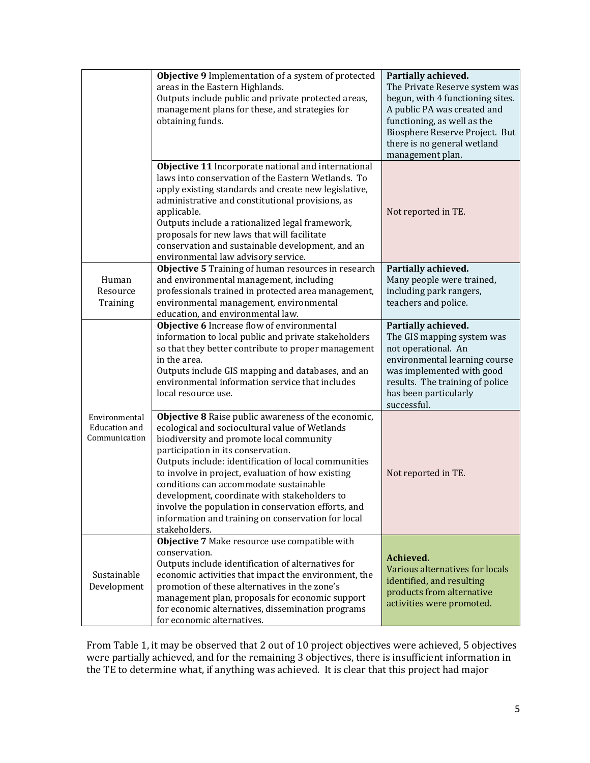| | | |
|---|---|---|
| | **Objective 9** Implementation of a system of protected areas in the Eastern Highlands.<br>Outputs include public and private protected areas, management plans for these, and strategies for obtaining funds. | **Partially achieved.**<br>The Private Reserve system was begun, with 4 functioning sites. A public PA was created and functioning, as well as the Biosphere Reserve Project. But there is no general wetland management plan. |
| | **Objective 11** Incorporate national and international laws into conservation of the Eastern Wetlands. To apply existing standards and create new legislative, administrative and constitutional provisions, as applicable.<br>Outputs include a rationalized legal framework, proposals for new laws that will facilitate conservation and sustainable development, and an environmental law advisory service. | Not reported in TE. |
| Human Resource Training | **Objective 5** Training of human resources in research and environmental management, including professionals trained in protected area management, environmental management, environmental education, and environmental law. | **Partially achieved.**<br>Many people were trained, including park rangers, teachers and police. |
| Environmental Education and Communication | **Objective 6** Increase flow of environmental information to local public and private stakeholders so that they better contribute to proper management in the area.<br>Outputs include GIS mapping and databases, and an environmental information service that includes local resource use. | **Partially achieved.**<br>The GIS mapping system was not operational. An environmental learning course was implemented with good results. The training of police has been particularly successful. |
| | **Objective 8** Raise public awareness of the economic, ecological and sociocultural value of Wetlands biodiversity and promote local community participation in its conservation.<br>Outputs include: identification of local communities to involve in project, evaluation of how existing conditions can accommodate sustainable development, coordinate with stakeholders to involve the population in conservation efforts, and information and training on conservation for local stakeholders. | Not reported in TE. |
| Sustainable Development | **Objective 7** Make resource use compatible with conservation.<br>Outputs include identification of alternatives for economic activities that impact the environment, the promotion of these alternatives in the zone's management plan, proposals for economic support for economic alternatives, dissemination programs for economic alternatives. | **Achieved.**<br>Various alternatives for locals identified, and resulting products from alternative activities were promoted. |

From Table 1, it may be observed that 2 out of 10 project objectives were achieved, 5 objectives were partially achieved, and for the remaining 3 objectives, there is insufficient information in the TE to determine what, if anything was achieved. It is clear that this project had major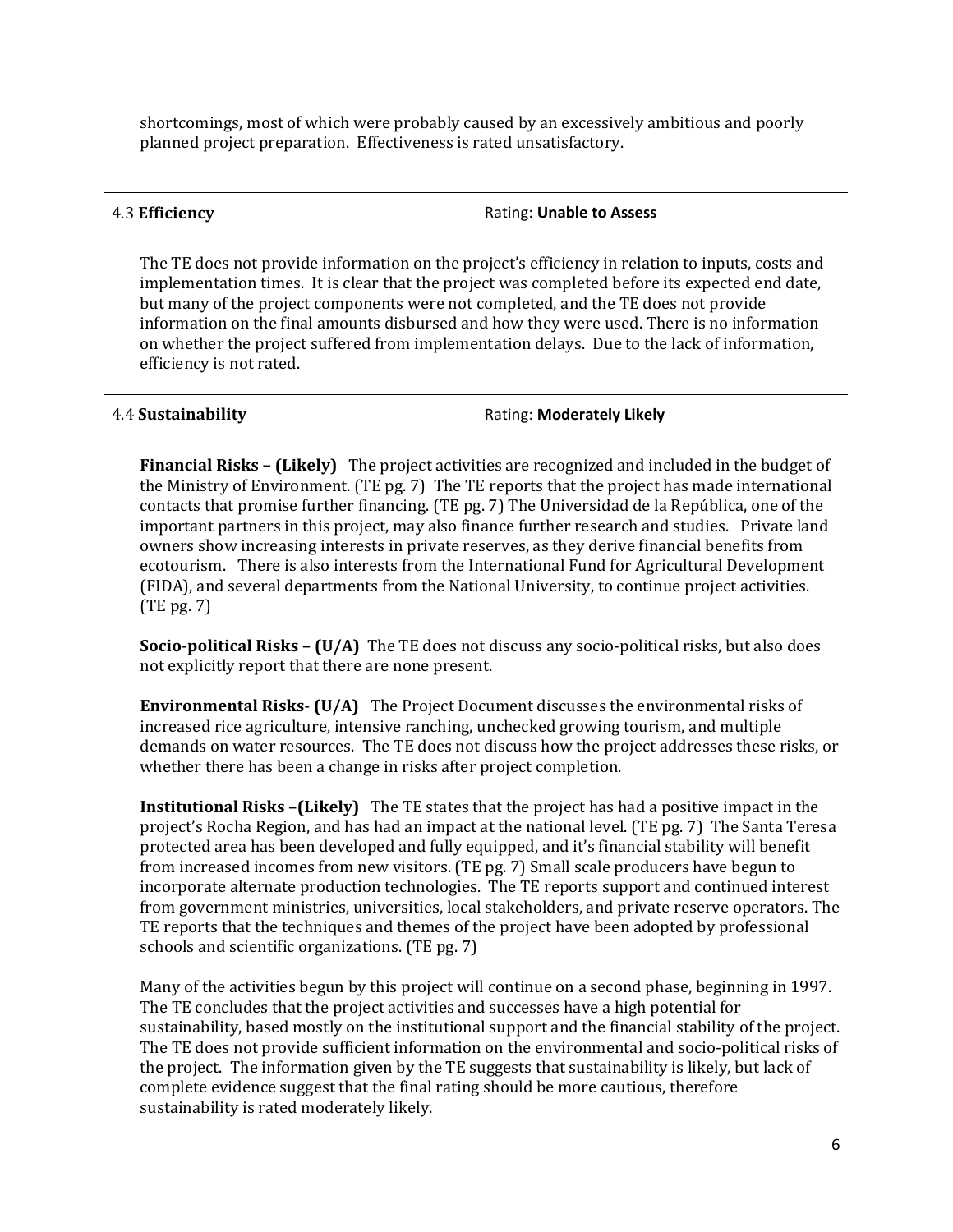shortcomings, most of which were probably caused by an excessively ambitious and poorly planned project preparation. Effectiveness is rated unsatisfactory.

| 4.3 **Efficiency** | Rating: **Unable to Assess** |
|---|---|

The TE does not provide information on the project's efficiency in relation to inputs, costs and implementation times. It is clear that the project was completed before its expected end date, but many of the project components were not completed, and the TE does not provide information on the final amounts disbursed and how they were used. There is no information on whether the project suffered from implementation delays. Due to the lack of information, efficiency is not rated.

| 4.4 **Sustainability** | Rating: **Moderately Likely** |
|---|---|

**Financial Risks – (Likely)** The project activities are recognized and included in the budget of the Ministry of Environment. (TE pg. 7) The TE reports that the project has made international contacts that promise further financing. (TE pg. 7) The Universidad de la República, one of the important partners in this project, may also finance further research and studies. Private land owners show increasing interests in private reserves, as they derive financial benefits from ecotourism. There is also interests from the International Fund for Agricultural Development (FIDA), and several departments from the National University, to continue project activities. (TE pg. 7)

**Socio-political Risks – (U/A)** The TE does not discuss any socio-political risks, but also does not explicitly report that there are none present.

**Environmental Risks- (U/A)** The Project Document discusses the environmental risks of increased rice agriculture, intensive ranching, unchecked growing tourism, and multiple demands on water resources. The TE does not discuss how the project addresses these risks, or whether there has been a change in risks after project completion.

**Institutional Risks –(Likely)** The TE states that the project has had a positive impact in the project's Rocha Region, and has had an impact at the national level. (TE pg. 7) The Santa Teresa protected area has been developed and fully equipped, and it's financial stability will benefit from increased incomes from new visitors. (TE pg. 7) Small scale producers have begun to incorporate alternate production technologies. The TE reports support and continued interest from government ministries, universities, local stakeholders, and private reserve operators. The TE reports that the techniques and themes of the project have been adopted by professional schools and scientific organizations. (TE pg. 7)

Many of the activities begun by this project will continue on a second phase, beginning in 1997. The TE concludes that the project activities and successes have a high potential for sustainability, based mostly on the institutional support and the financial stability of the project. The TE does not provide sufficient information on the environmental and socio-political risks of the project. The information given by the TE suggests that sustainability is likely, but lack of complete evidence suggest that the final rating should be more cautious, therefore sustainability is rated moderately likely.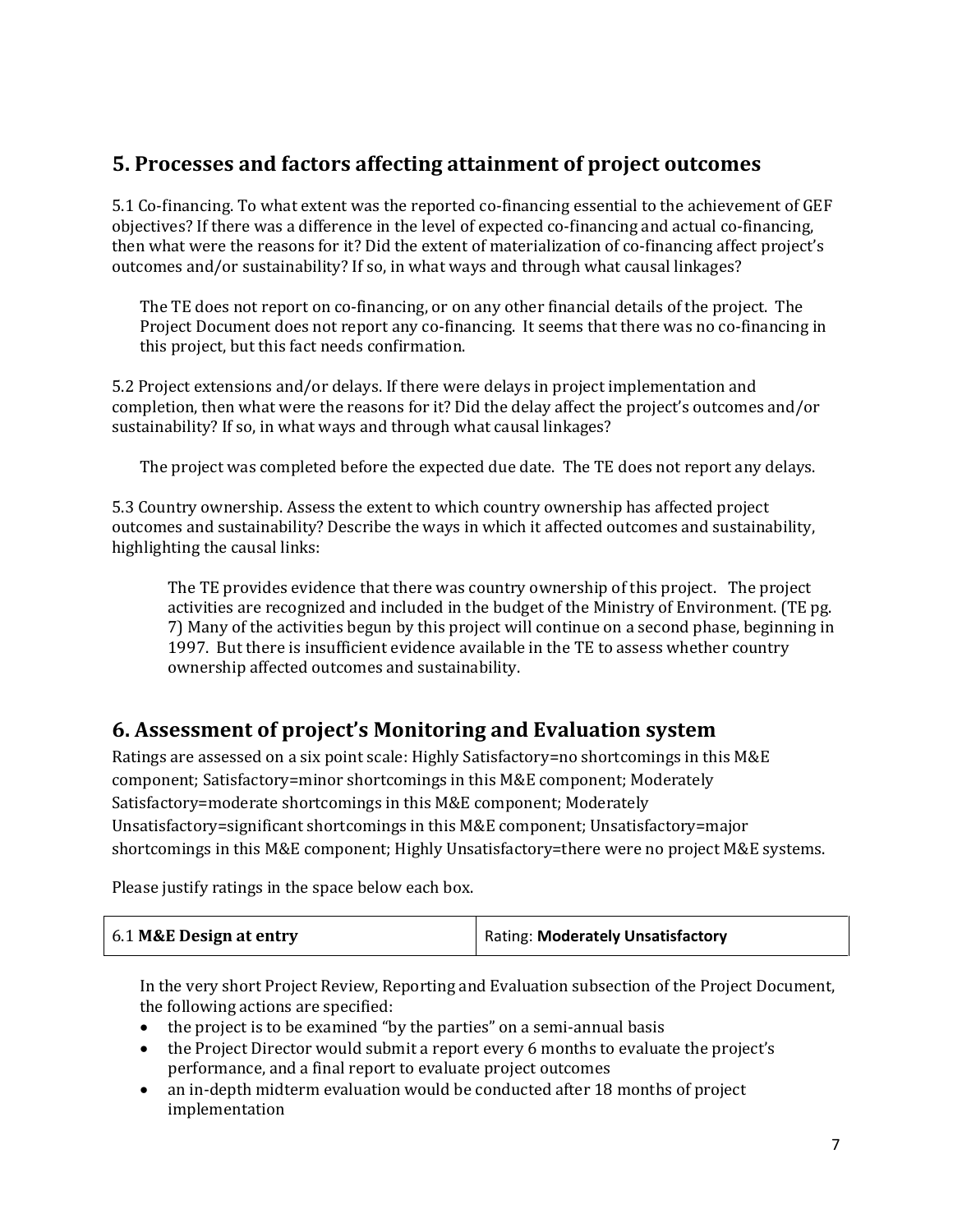## 5. Processes and factors affecting attainment of project outcomes

5.1 Co-financing. To what extent was the reported co-financing essential to the achievement of GEF objectives? If there was a difference in the level of expected co-financing and actual co-financing, then what were the reasons for it? Did the extent of materialization of co-financing affect project's outcomes and/or sustainability? If so, in what ways and through what causal linkages?

The TE does not report on co-financing, or on any other financial details of the project. The Project Document does not report any co-financing. It seems that there was no co-financing in this project, but this fact needs confirmation.

5.2 Project extensions and/or delays. If there were delays in project implementation and completion, then what were the reasons for it? Did the delay affect the project's outcomes and/or sustainability? If so, in what ways and through what causal linkages?

The project was completed before the expected due date. The TE does not report any delays.

5.3 Country ownership. Assess the extent to which country ownership has affected project outcomes and sustainability? Describe the ways in which it affected outcomes and sustainability, highlighting the causal links:

The TE provides evidence that there was country ownership of this project. The project activities are recognized and included in the budget of the Ministry of Environment. (TE pg. 7) Many of the activities begun by this project will continue on a second phase, beginning in 1997. But there is insufficient evidence available in the TE to assess whether country ownership affected outcomes and sustainability.

## 6. Assessment of project's Monitoring and Evaluation system

Ratings are assessed on a six point scale: Highly Satisfactory=no shortcomings in this M&E component; Satisfactory=minor shortcomings in this M&E component; Moderately Satisfactory=moderate shortcomings in this M&E component; Moderately Unsatisfactory=significant shortcomings in this M&E component; Unsatisfactory=major shortcomings in this M&E component; Highly Unsatisfactory=there were no project M&E systems.

Please justify ratings in the space below each box.

| 6.1 **M&E Design at entry** | Rating: **Moderately Unsatisfactory** |
|---|---|

In the very short Project Review, Reporting and Evaluation subsection of the Project Document, the following actions are specified:

- the project is to be examined "by the parties" on a semi-annual basis
- the Project Director would submit a report every 6 months to evaluate the project's performance, and a final report to evaluate project outcomes
- an in-depth midterm evaluation would be conducted after 18 months of project implementation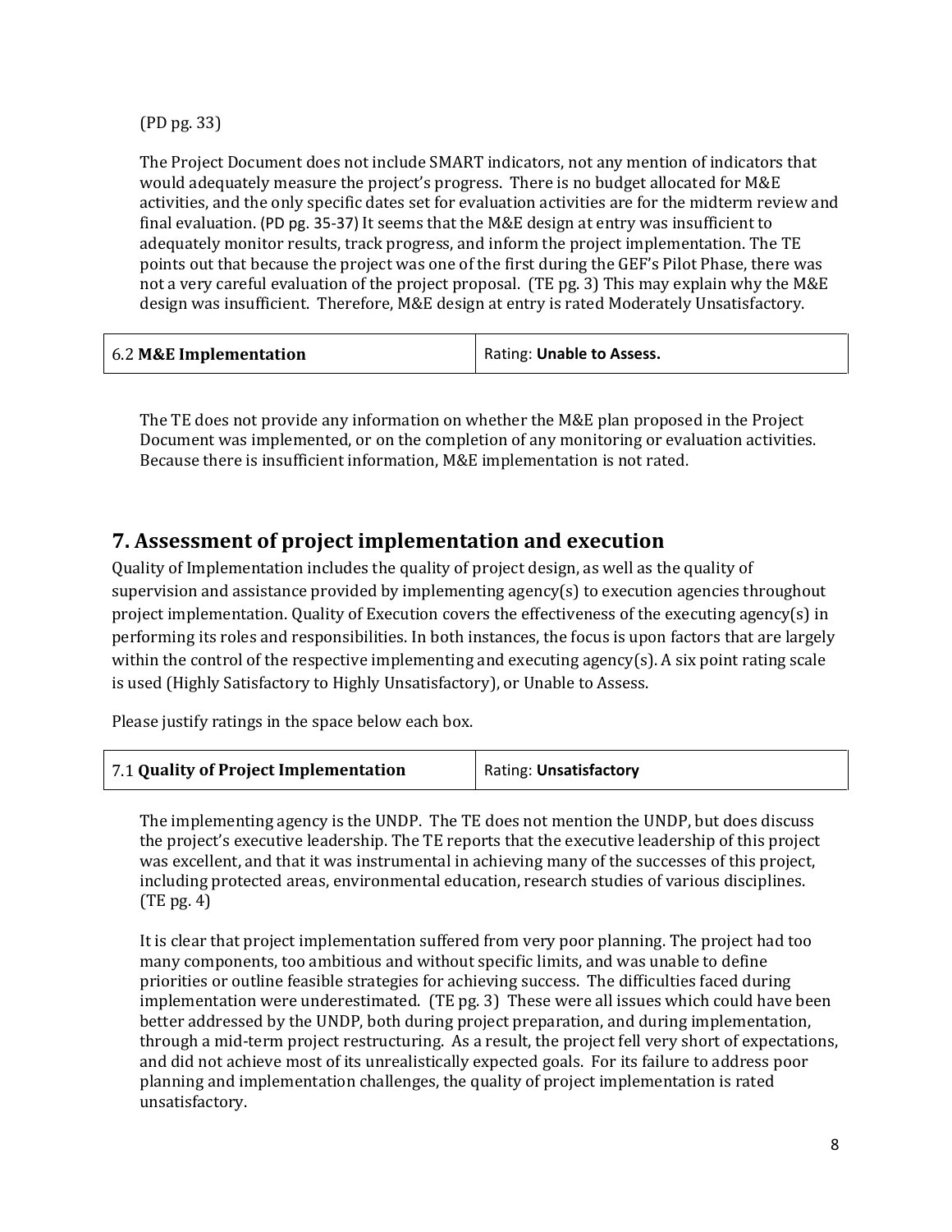(PD pg. 33)

The Project Document does not include SMART indicators, not any mention of indicators that would adequately measure the project's progress. There is no budget allocated for M&E activities, and the only specific dates set for evaluation activities are for the midterm review and final evaluation. (PD pg. 35-37) It seems that the M&E design at entry was insufficient to adequately monitor results, track progress, and inform the project implementation. The TE points out that because the project was one of the first during the GEF's Pilot Phase, there was not a very careful evaluation of the project proposal. (TE pg. 3) This may explain why the M&E design was insufficient. Therefore, M&E design at entry is rated Moderately Unsatisfactory.

| 6.2 **M&E Implementation** | Rating: **Unable to Assess.** |
|---|---|

The TE does not provide any information on whether the M&E plan proposed in the Project Document was implemented, or on the completion of any monitoring or evaluation activities. Because there is insufficient information, M&E implementation is not rated.

## 7. Assessment of project implementation and execution

Quality of Implementation includes the quality of project design, as well as the quality of supervision and assistance provided by implementing agency(s) to execution agencies throughout project implementation. Quality of Execution covers the effectiveness of the executing agency(s) in performing its roles and responsibilities. In both instances, the focus is upon factors that are largely within the control of the respective implementing and executing agency(s). A six point rating scale is used (Highly Satisfactory to Highly Unsatisfactory), or Unable to Assess.

Please justify ratings in the space below each box.

| 7.1 **Quality of Project Implementation** | Rating: **Unsatisfactory** |
|---|---|

The implementing agency is the UNDP. The TE does not mention the UNDP, but does discuss the project's executive leadership. The TE reports that the executive leadership of this project was excellent, and that it was instrumental in achieving many of the successes of this project, including protected areas, environmental education, research studies of various disciplines. (TE pg. 4)

It is clear that project implementation suffered from very poor planning. The project had too many components, too ambitious and without specific limits, and was unable to define priorities or outline feasible strategies for achieving success. The difficulties faced during implementation were underestimated. (TE pg. 3) These were all issues which could have been better addressed by the UNDP, both during project preparation, and during implementation, through a mid-term project restructuring. As a result, the project fell very short of expectations, and did not achieve most of its unrealistically expected goals. For its failure to address poor planning and implementation challenges, the quality of project implementation is rated unsatisfactory.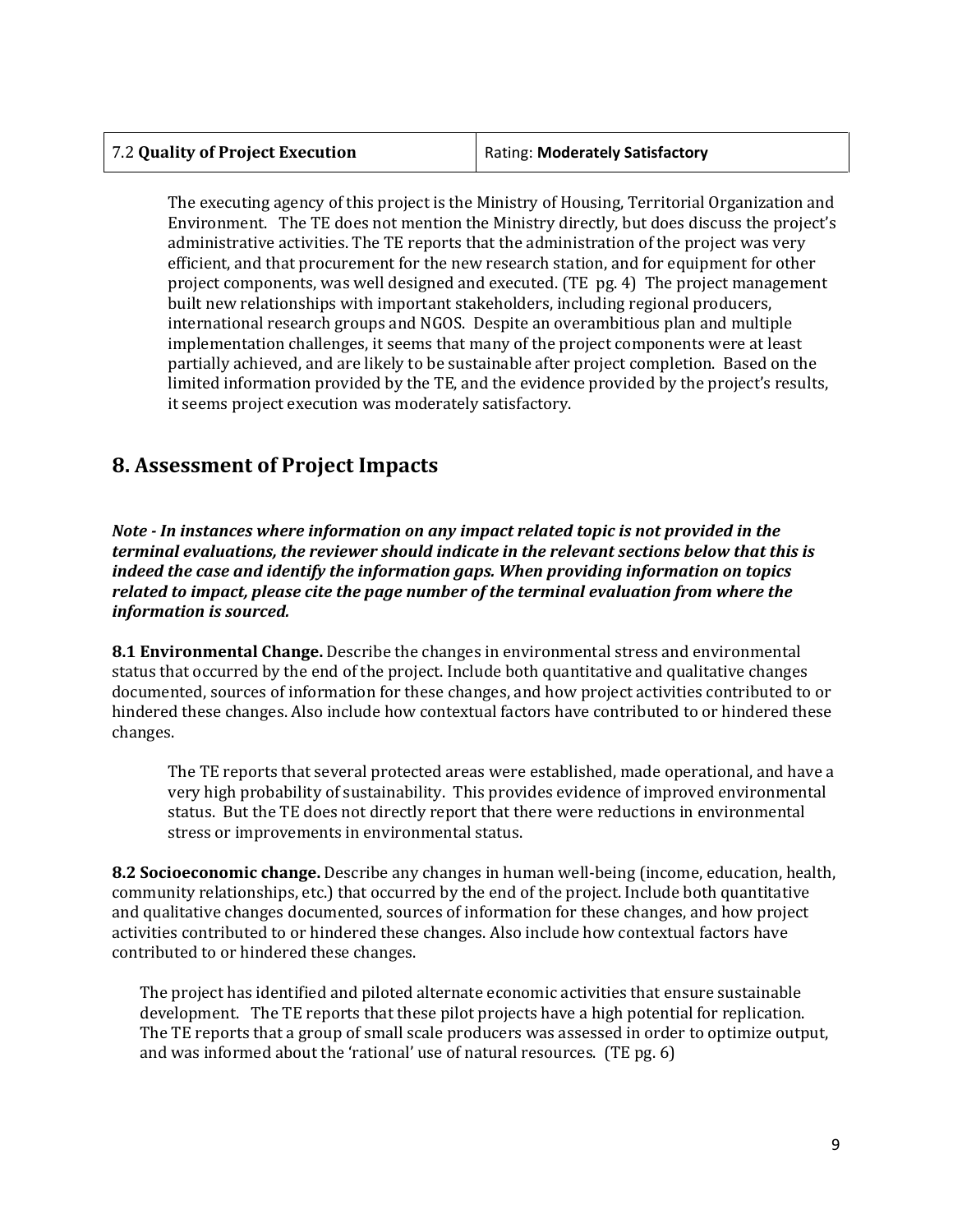| 7.2 **Quality of Project Execution** | Rating: **Moderately Satisfactory** |
|---|---|

The executing agency of this project is the Ministry of Housing, Territorial Organization and Environment. The TE does not mention the Ministry directly, but does discuss the project's administrative activities. The TE reports that the administration of the project was very efficient, and that procurement for the new research station, and for equipment for other project components, was well designed and executed. (TE pg. 4) The project management built new relationships with important stakeholders, including regional producers, international research groups and NGOS. Despite an overambitious plan and multiple implementation challenges, it seems that many of the project components were at least partially achieved, and are likely to be sustainable after project completion. Based on the limited information provided by the TE, and the evidence provided by the project's results, it seems project execution was moderately satisfactory.

## 8. Assessment of Project Impacts

***Note - In instances where information on any impact related topic is not provided in the terminal evaluations, the reviewer should indicate in the relevant sections below that this is indeed the case and identify the information gaps. When providing information on topics related to impact, please cite the page number of the terminal evaluation from where the information is sourced.***

**8.1 Environmental Change.** Describe the changes in environmental stress and environmental status that occurred by the end of the project. Include both quantitative and qualitative changes documented, sources of information for these changes, and how project activities contributed to or hindered these changes. Also include how contextual factors have contributed to or hindered these changes.

The TE reports that several protected areas were established, made operational, and have a very high probability of sustainability. This provides evidence of improved environmental status. But the TE does not directly report that there were reductions in environmental stress or improvements in environmental status.

**8.2 Socioeconomic change.** Describe any changes in human well-being (income, education, health, community relationships, etc.) that occurred by the end of the project. Include both quantitative and qualitative changes documented, sources of information for these changes, and how project activities contributed to or hindered these changes. Also include how contextual factors have contributed to or hindered these changes.

The project has identified and piloted alternate economic activities that ensure sustainable development. The TE reports that these pilot projects have a high potential for replication. The TE reports that a group of small scale producers was assessed in order to optimize output, and was informed about the 'rational' use of natural resources. (TE pg. 6)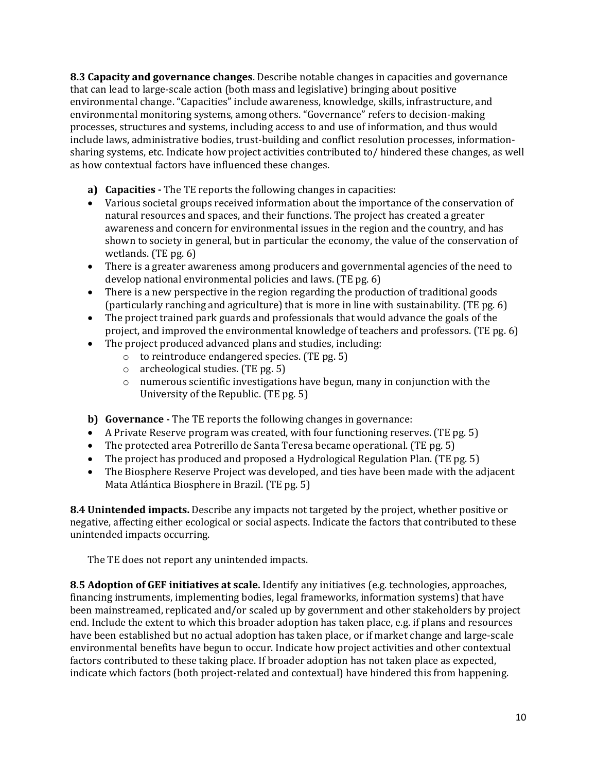**8.3 Capacity and governance changes**. Describe notable changes in capacities and governance that can lead to large-scale action (both mass and legislative) bringing about positive environmental change. "Capacities" include awareness, knowledge, skills, infrastructure, and environmental monitoring systems, among others. "Governance" refers to decision-making processes, structures and systems, including access to and use of information, and thus would include laws, administrative bodies, trust-building and conflict resolution processes, information-sharing systems, etc. Indicate how project activities contributed to/ hindered these changes, as well as how contextual factors have influenced these changes.

**a) Capacities -** The TE reports the following changes in capacities:

- Various societal groups received information about the importance of the conservation of natural resources and spaces, and their functions. The project has created a greater awareness and concern for environmental issues in the region and the country, and has shown to society in general, but in particular the economy, the value of the conservation of wetlands. (TE pg. 6)
- There is a greater awareness among producers and governmental agencies of the need to develop national environmental policies and laws. (TE pg. 6)
- There is a new perspective in the region regarding the production of traditional goods (particularly ranching and agriculture) that is more in line with sustainability. (TE pg. 6)
- The project trained park guards and professionals that would advance the goals of the project, and improved the environmental knowledge of teachers and professors. (TE pg. 6)
- The project produced advanced plans and studies, including:
  - to reintroduce endangered species. (TE pg. 5)
  - archeological studies. (TE pg. 5)
  - numerous scientific investigations have begun, many in conjunction with the University of the Republic. (TE pg. 5)

**b) Governance -** The TE reports the following changes in governance:

- A Private Reserve program was created, with four functioning reserves. (TE pg. 5)
- The protected area Potrerillo de Santa Teresa became operational. (TE pg. 5)
- The project has produced and proposed a Hydrological Regulation Plan. (TE pg. 5)
- The Biosphere Reserve Project was developed, and ties have been made with the adjacent Mata Atlántica Biosphere in Brazil. (TE pg. 5)

**8.4 Unintended impacts.** Describe any impacts not targeted by the project, whether positive or negative, affecting either ecological or social aspects. Indicate the factors that contributed to these unintended impacts occurring.

The TE does not report any unintended impacts.

**8.5 Adoption of GEF initiatives at scale.** Identify any initiatives (e.g. technologies, approaches, financing instruments, implementing bodies, legal frameworks, information systems) that have been mainstreamed, replicated and/or scaled up by government and other stakeholders by project end. Include the extent to which this broader adoption has taken place, e.g. if plans and resources have been established but no actual adoption has taken place, or if market change and large-scale environmental benefits have begun to occur. Indicate how project activities and other contextual factors contributed to these taking place. If broader adoption has not taken place as expected, indicate which factors (both project-related and contextual) have hindered this from happening.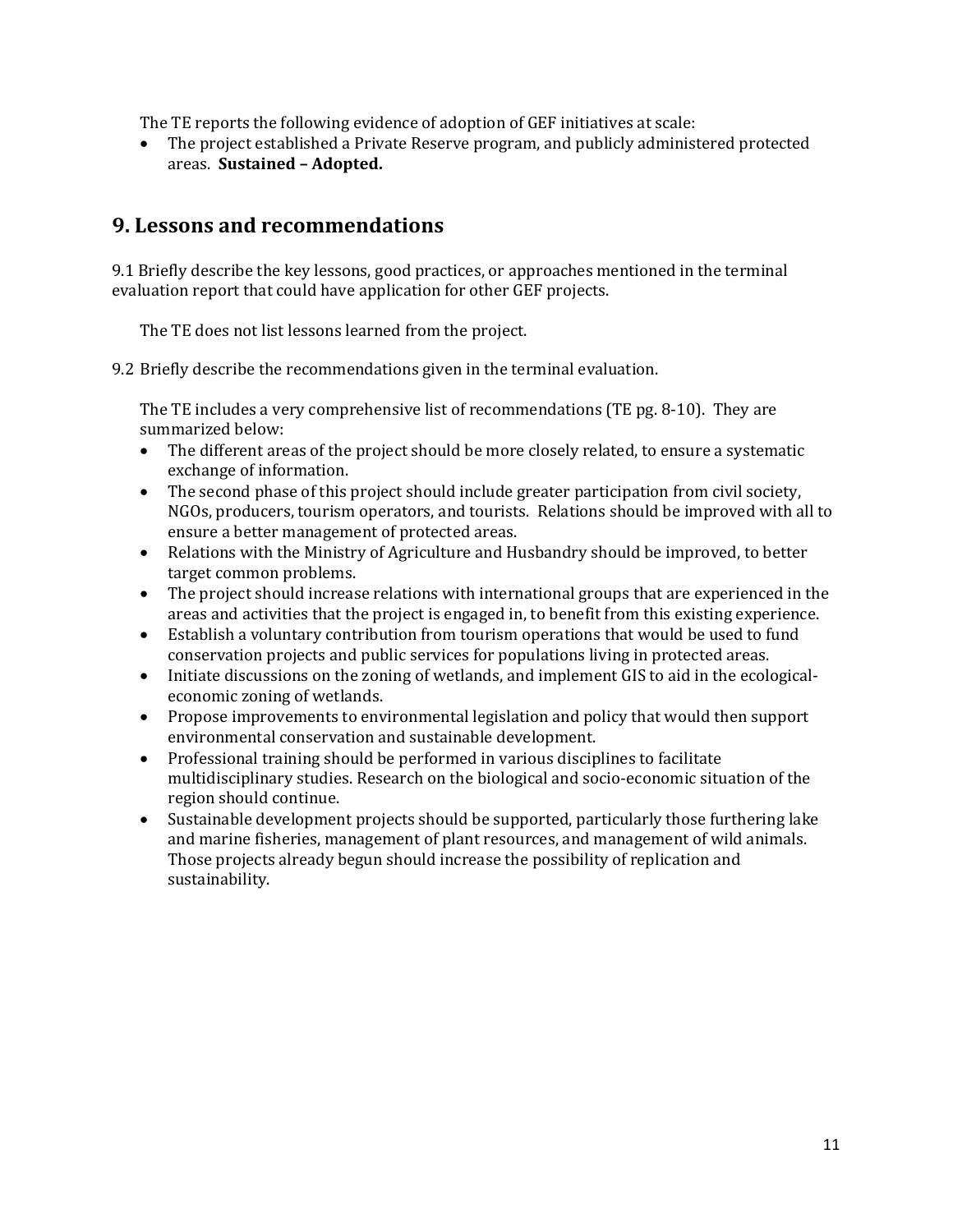The TE reports the following evidence of adoption of GEF initiatives at scale:

- The project established a Private Reserve program, and publicly administered protected areas. **Sustained – Adopted.**

## 9. Lessons and recommendations

9.1 Briefly describe the key lessons, good practices, or approaches mentioned in the terminal evaluation report that could have application for other GEF projects.

The TE does not list lessons learned from the project.

9.2 Briefly describe the recommendations given in the terminal evaluation.

The TE includes a very comprehensive list of recommendations (TE pg. 8-10). They are summarized below:

- The different areas of the project should be more closely related, to ensure a systematic exchange of information.
- The second phase of this project should include greater participation from civil society, NGOs, producers, tourism operators, and tourists. Relations should be improved with all to ensure a better management of protected areas.
- Relations with the Ministry of Agriculture and Husbandry should be improved, to better target common problems.
- The project should increase relations with international groups that are experienced in the areas and activities that the project is engaged in, to benefit from this existing experience.
- Establish a voluntary contribution from tourism operations that would be used to fund conservation projects and public services for populations living in protected areas.
- Initiate discussions on the zoning of wetlands, and implement GIS to aid in the ecological-economic zoning of wetlands.
- Propose improvements to environmental legislation and policy that would then support environmental conservation and sustainable development.
- Professional training should be performed in various disciplines to facilitate multidisciplinary studies. Research on the biological and socio-economic situation of the region should continue.
- Sustainable development projects should be supported, particularly those furthering lake and marine fisheries, management of plant resources, and management of wild animals. Those projects already begun should increase the possibility of replication and sustainability.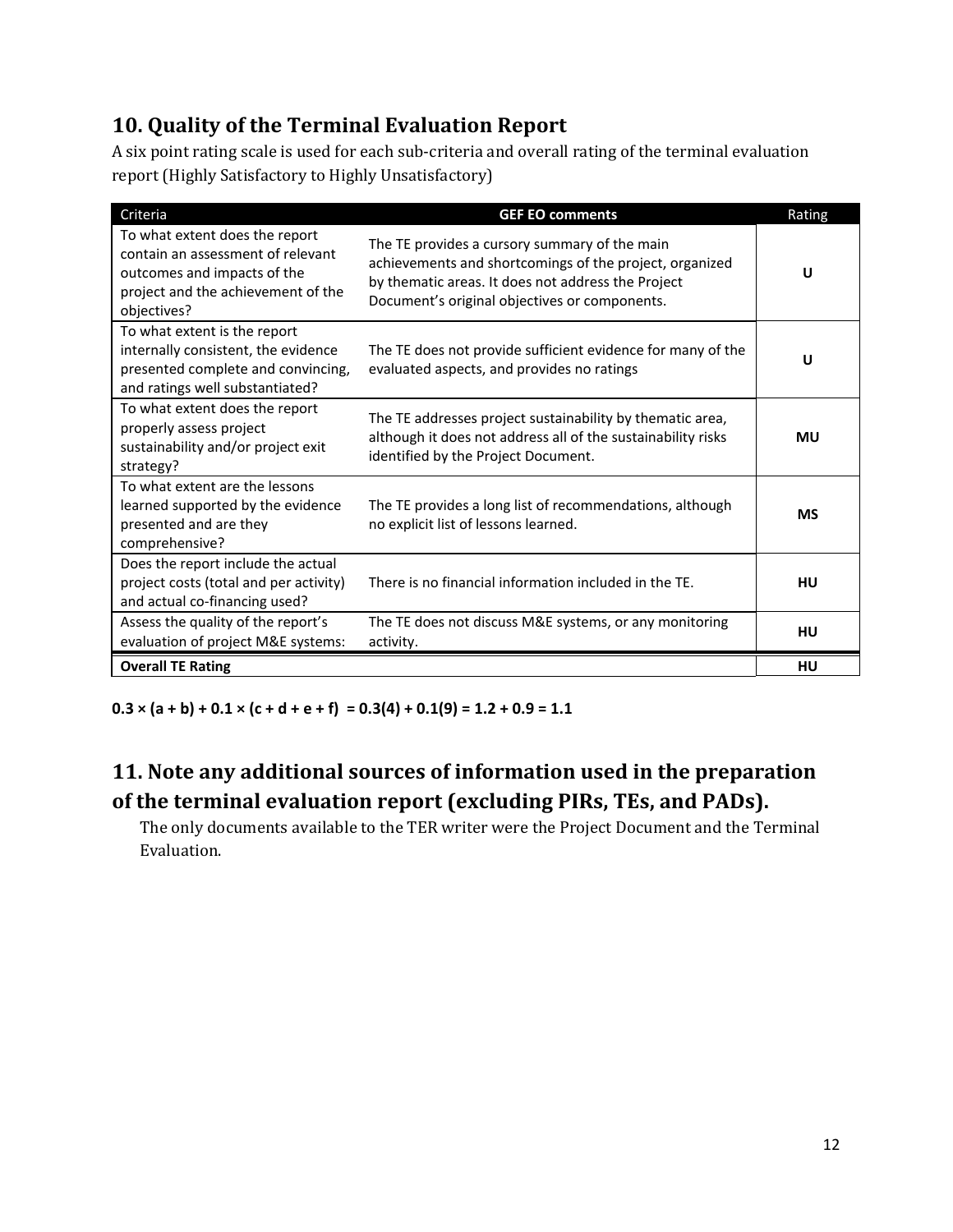## 10. Quality of the Terminal Evaluation Report

A six point rating scale is used for each sub-criteria and overall rating of the terminal evaluation report (Highly Satisfactory to Highly Unsatisfactory)

| Criteria | GEF EO comments | Rating |
|---|---|---|
| To what extent does the report contain an assessment of relevant outcomes and impacts of the project and the achievement of the objectives? | The TE provides a cursory summary of the main achievements and shortcomings of the project, organized by thematic areas. It does not address the Project Document's original objectives or components. | **U** |
| To what extent is the report internally consistent, the evidence presented complete and convincing, and ratings well substantiated? | The TE does not provide sufficient evidence for many of the evaluated aspects, and provides no ratings | **U** |
| To what extent does the report properly assess project sustainability and/or project exit strategy? | The TE addresses project sustainability by thematic area, although it does not address all of the sustainability risks identified by the Project Document. | **MU** |
| To what extent are the lessons learned supported by the evidence presented and are they comprehensive? | The TE provides a long list of recommendations, although no explicit list of lessons learned. | **MS** |
| Does the report include the actual project costs (total and per activity) and actual co-financing used? | There is no financial information included in the TE. | **HU** |
| Assess the quality of the report's evaluation of project M&E systems: | The TE does not discuss M&E systems, or any monitoring activity. | **HU** |
| **Overall TE Rating** | | **HU** |

**$0.3 \times (a + b) + 0.1 \times (c + d + e + f) = 0.3(4) + 0.1(9) = 1.2 + 0.9 = 1.1$**

## 11. Note any additional sources of information used in the preparation of the terminal evaluation report (excluding PIRs, TEs, and PADs).

The only documents available to the TER writer were the Project Document and the Terminal Evaluation.